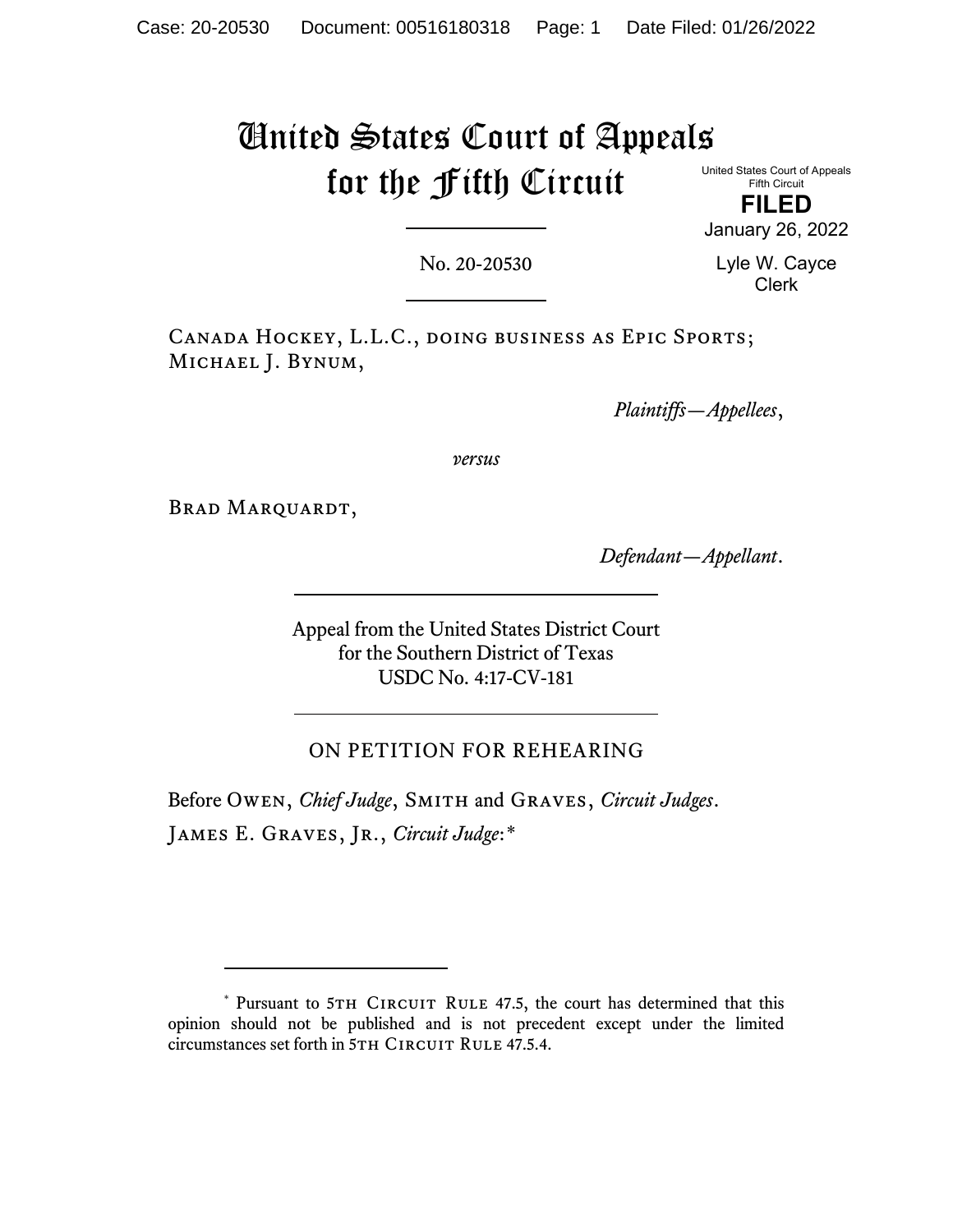# United States Court of Appeals for the Fifth Circuit

United States Court of Appeals
Fifth Circuit

**FILED**

January 26, 2022

Lyle W. Cayce
Clerk

---

No. 20-20530

---

Canada Hockey, L.L.C., doing business as Epic Sports; Michael J. Bynum,

*Plaintiffs—Appellees*,

*versus*

Brad Marquardt,

*Defendant—Appellant*.

---

Appeal from the United States District Court
for the Southern District of Texas
USDC No. 4:17-CV-181

---

ON PETITION FOR REHEARING

Before Owen, *Chief Judge*, Smith and Graves, *Circuit Judges*.

James E. Graves, Jr., *Circuit Judge*:*

---

\* Pursuant to 5th Circuit Rule 47.5, the court has determined that this opinion should not be published and is not precedent except under the limited circumstances set forth in 5th Circuit Rule 47.5.4.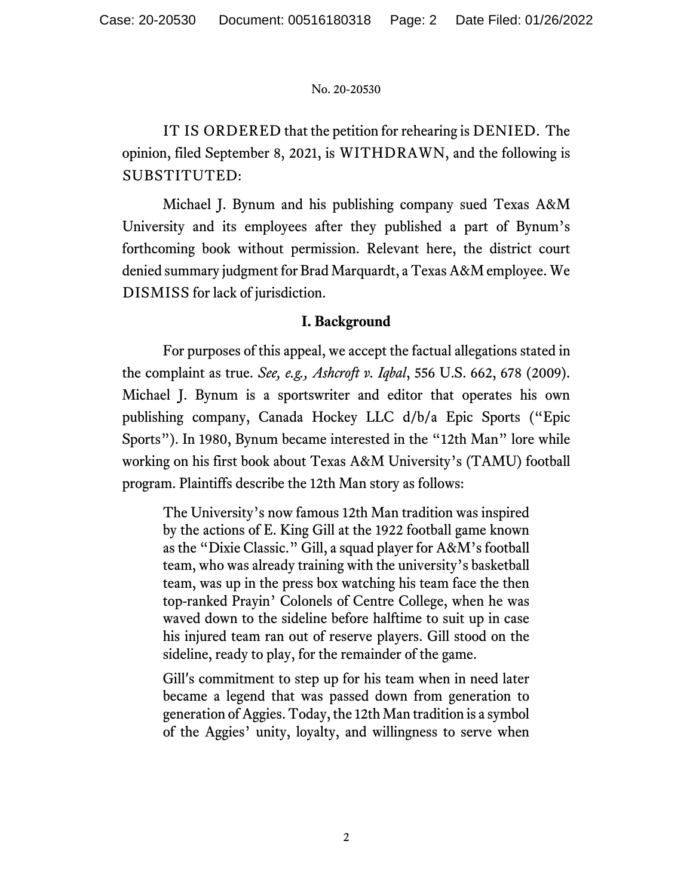IT IS ORDERED that the petition for rehearing is DENIED. The opinion, filed September 8, 2021, is WITHDRAWN, and the following is SUBSTITUTED:

Michael J. Bynum and his publishing company sued Texas A&M University and its employees after they published a part of Bynum's forthcoming book without permission. Relevant here, the district court denied summary judgment for Brad Marquardt, a Texas A&M employee. We DISMISS for lack of jurisdiction.

## I. Background

For purposes of this appeal, we accept the factual allegations stated in the complaint as true. *See, e.g., Ashcroft v. Iqbal*, 556 U.S. 662, 678 (2009). Michael J. Bynum is a sportswriter and editor that operates his own publishing company, Canada Hockey LLC d/b/a Epic Sports ("Epic Sports"). In 1980, Bynum became interested in the "12th Man" lore while working on his first book about Texas A&M University's (TAMU) football program. Plaintiffs describe the 12th Man story as follows:

> The University's now famous 12th Man tradition was inspired by the actions of E. King Gill at the 1922 football game known as the "Dixie Classic." Gill, a squad player for A&M's football team, who was already training with the university's basketball team, was up in the press box watching his team face the then top-ranked Prayin' Colonels of Centre College, when he was waved down to the sideline before halftime to suit up in case his injured team ran out of reserve players. Gill stood on the sideline, ready to play, for the remainder of the game.
>
> Gill's commitment to step up for his team when in need later became a legend that was passed down from generation to generation of Aggies. Today, the 12th Man tradition is a symbol of the Aggies' unity, loyalty, and willingness to serve when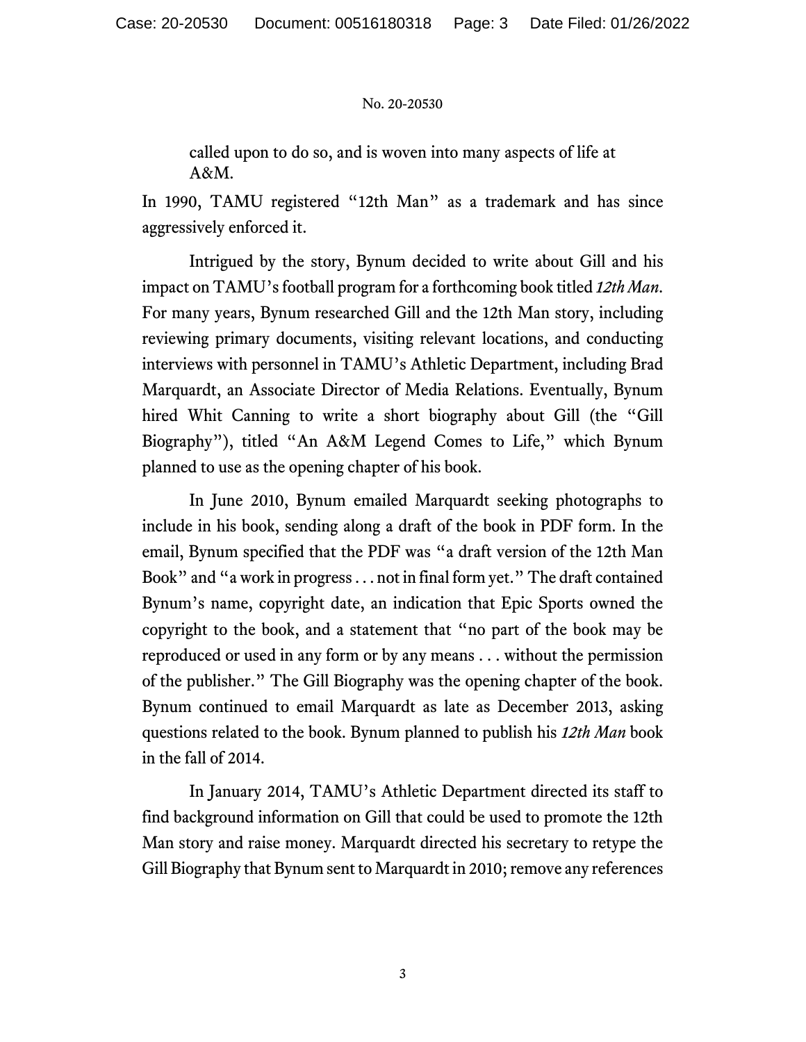called upon to do so, and is woven into many aspects of life at A&M.

In 1990, TAMU registered "12th Man" as a trademark and has since aggressively enforced it.

Intrigued by the story, Bynum decided to write about Gill and his impact on TAMU's football program for a forthcoming book titled *12th Man*. For many years, Bynum researched Gill and the 12th Man story, including reviewing primary documents, visiting relevant locations, and conducting interviews with personnel in TAMU's Athletic Department, including Brad Marquardt, an Associate Director of Media Relations. Eventually, Bynum hired Whit Canning to write a short biography about Gill (the "Gill Biography"), titled "An A&M Legend Comes to Life," which Bynum planned to use as the opening chapter of his book.

In June 2010, Bynum emailed Marquardt seeking photographs to include in his book, sending along a draft of the book in PDF form. In the email, Bynum specified that the PDF was "a draft version of the 12th Man Book" and "a work in progress . . . not in final form yet." The draft contained Bynum's name, copyright date, an indication that Epic Sports owned the copyright to the book, and a statement that "no part of the book may be reproduced or used in any form or by any means . . . without the permission of the publisher." The Gill Biography was the opening chapter of the book. Bynum continued to email Marquardt as late as December 2013, asking questions related to the book. Bynum planned to publish his *12th Man* book in the fall of 2014.

In January 2014, TAMU's Athletic Department directed its staff to find background information on Gill that could be used to promote the 12th Man story and raise money. Marquardt directed his secretary to retype the Gill Biography that Bynum sent to Marquardt in 2010; remove any references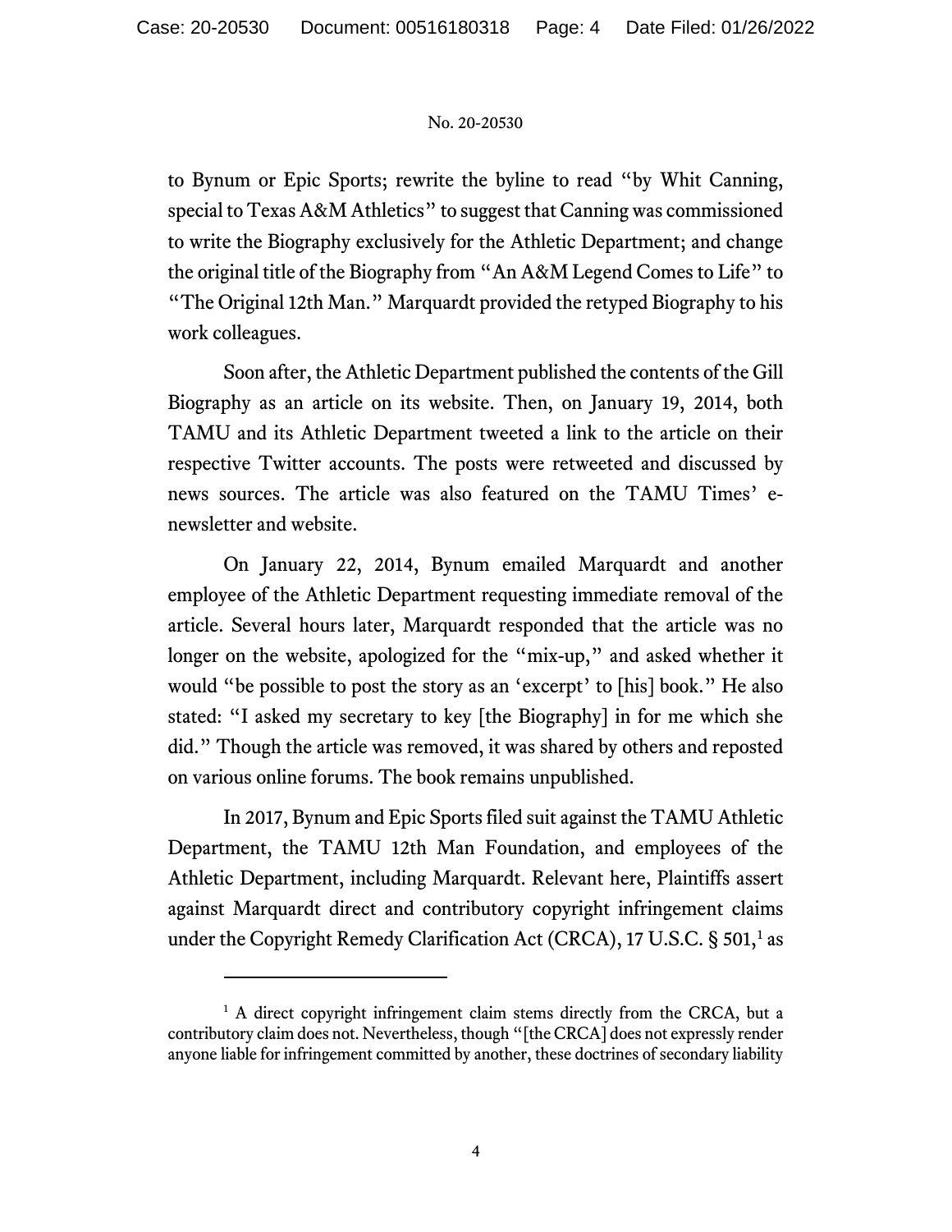to Bynum or Epic Sports; rewrite the byline to read "by Whit Canning, special to Texas A&M Athletics" to suggest that Canning was commissioned to write the Biography exclusively for the Athletic Department; and change the original title of the Biography from "An A&M Legend Comes to Life" to "The Original 12th Man." Marquardt provided the retyped Biography to his work colleagues.

Soon after, the Athletic Department published the contents of the Gill Biography as an article on its website. Then, on January 19, 2014, both TAMU and its Athletic Department tweeted a link to the article on their respective Twitter accounts. The posts were retweeted and discussed by news sources. The article was also featured on the TAMU Times' e-newsletter and website.

On January 22, 2014, Bynum emailed Marquardt and another employee of the Athletic Department requesting immediate removal of the article. Several hours later, Marquardt responded that the article was no longer on the website, apologized for the "mix-up," and asked whether it would "be possible to post the story as an 'excerpt' to [his] book." He also stated: "I asked my secretary to key [the Biography] in for me which she did." Though the article was removed, it was shared by others and reposted on various online forums. The book remains unpublished.

In 2017, Bynum and Epic Sports filed suit against the TAMU Athletic Department, the TAMU 12th Man Foundation, and employees of the Athletic Department, including Marquardt. Relevant here, Plaintiffs assert against Marquardt direct and contributory copyright infringement claims under the Copyright Remedy Clarification Act (CRCA), 17 U.S.C. § 501,[1] as

[1] A direct copyright infringement claim stems directly from the CRCA, but a contributory claim does not. Nevertheless, though "[the CRCA] does not expressly render anyone liable for infringement committed by another, these doctrines of secondary liability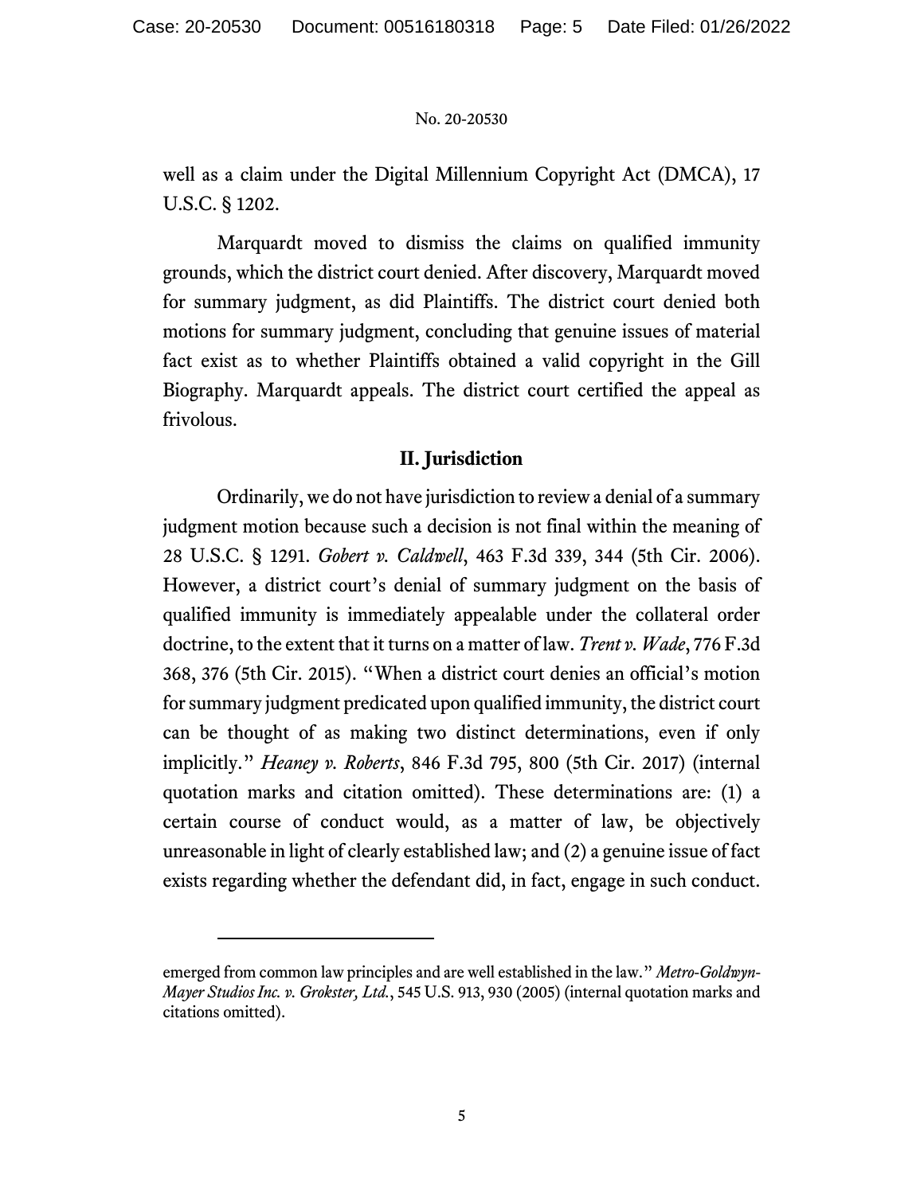well as a claim under the Digital Millennium Copyright Act (DMCA), 17 U.S.C. § 1202.

Marquardt moved to dismiss the claims on qualified immunity grounds, which the district court denied. After discovery, Marquardt moved for summary judgment, as did Plaintiffs. The district court denied both motions for summary judgment, concluding that genuine issues of material fact exist as to whether Plaintiffs obtained a valid copyright in the Gill Biography. Marquardt appeals. The district court certified the appeal as frivolous.

## II. Jurisdiction

Ordinarily, we do not have jurisdiction to review a denial of a summary judgment motion because such a decision is not final within the meaning of 28 U.S.C. § 1291. *Gobert v. Caldwell*, 463 F.3d 339, 344 (5th Cir. 2006). However, a district court's denial of summary judgment on the basis of qualified immunity is immediately appealable under the collateral order doctrine, to the extent that it turns on a matter of law. *Trent v. Wade*, 776 F.3d 368, 376 (5th Cir. 2015). "When a district court denies an official's motion for summary judgment predicated upon qualified immunity, the district court can be thought of as making two distinct determinations, even if only implicitly." *Heaney v. Roberts*, 846 F.3d 795, 800 (5th Cir. 2017) (internal quotation marks and citation omitted). These determinations are: (1) a certain course of conduct would, as a matter of law, be objectively unreasonable in light of clearly established law; and (2) a genuine issue of fact exists regarding whether the defendant did, in fact, engage in such conduct.

---

emerged from common law principles and are well established in the law." *Metro-Goldwyn-Mayer Studios Inc. v. Grokster, Ltd.*, 545 U.S. 913, 930 (2005) (internal quotation marks and citations omitted).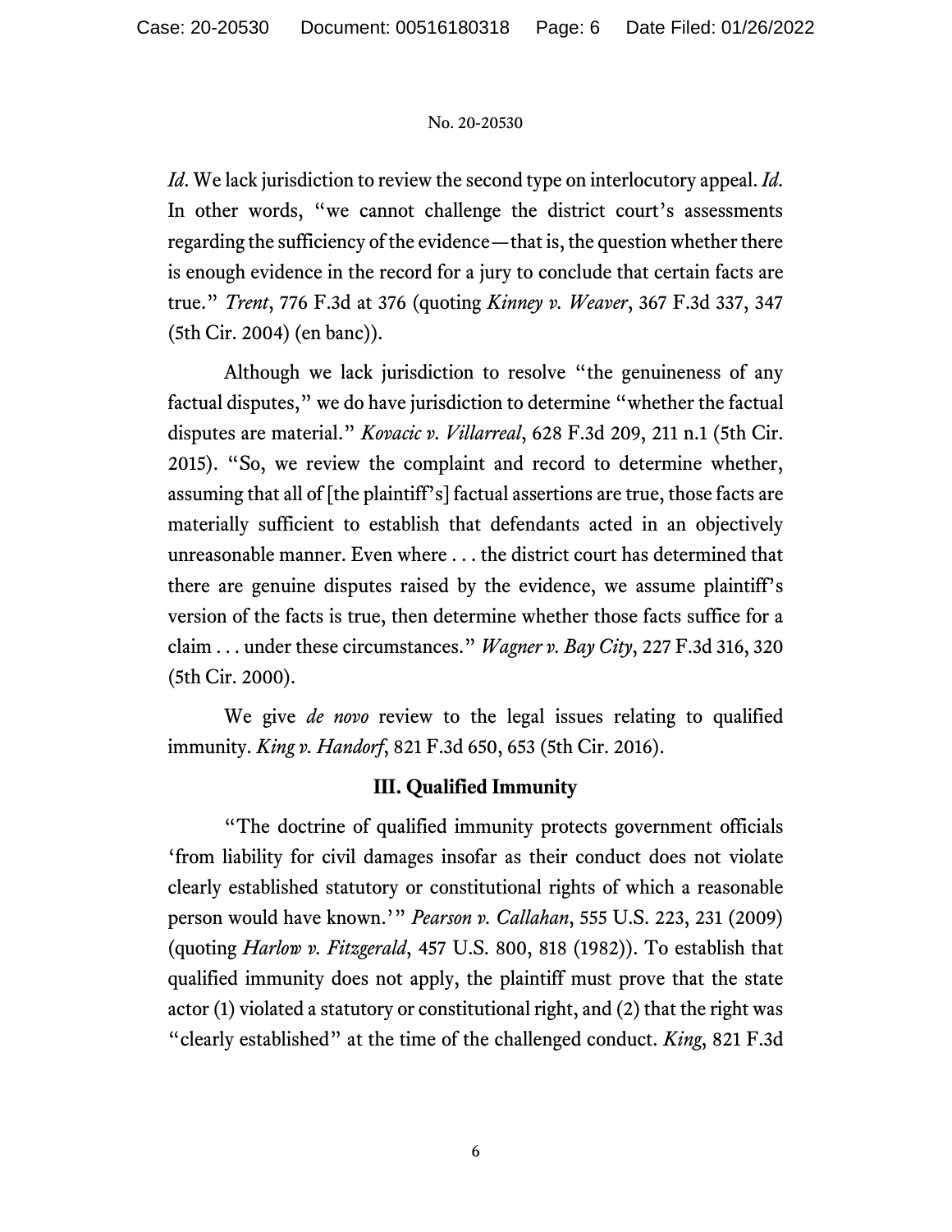*Id*. We lack jurisdiction to review the second type on interlocutory appeal. *Id*. In other words, "we cannot challenge the district court's assessments regarding the sufficiency of the evidence—that is, the question whether there is enough evidence in the record for a jury to conclude that certain facts are true." *Trent*, 776 F.3d at 376 (quoting *Kinney v. Weaver*, 367 F.3d 337, 347 (5th Cir. 2004) (en banc)).

Although we lack jurisdiction to resolve "the genuineness of any factual disputes," we do have jurisdiction to determine "whether the factual disputes are material." *Kovacic v. Villarreal*, 628 F.3d 209, 211 n.1 (5th Cir. 2015). "So, we review the complaint and record to determine whether, assuming that all of [the plaintiff's] factual assertions are true, those facts are materially sufficient to establish that defendants acted in an objectively unreasonable manner. Even where . . . the district court has determined that there are genuine disputes raised by the evidence, we assume plaintiff's version of the facts is true, then determine whether those facts suffice for a claim . . . under these circumstances." *Wagner v. Bay City*, 227 F.3d 316, 320 (5th Cir. 2000).

We give *de novo* review to the legal issues relating to qualified immunity. *King v. Handorf*, 821 F.3d 650, 653 (5th Cir. 2016).

## III. Qualified Immunity

"The doctrine of qualified immunity protects government officials 'from liability for civil damages insofar as their conduct does not violate clearly established statutory or constitutional rights of which a reasonable person would have known.'" *Pearson v. Callahan*, 555 U.S. 223, 231 (2009) (quoting *Harlow v. Fitzgerald*, 457 U.S. 800, 818 (1982)). To establish that qualified immunity does not apply, the plaintiff must prove that the state actor (1) violated a statutory or constitutional right, and (2) that the right was "clearly established" at the time of the challenged conduct. *King*, 821 F.3d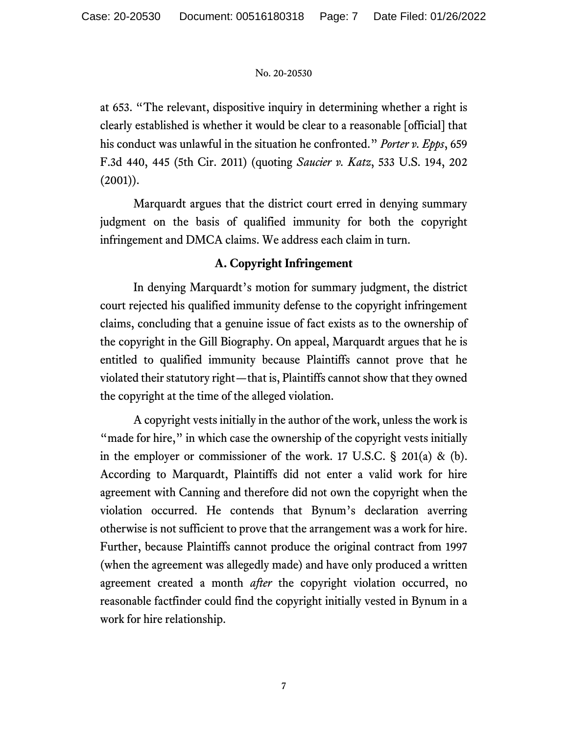at 653. "The relevant, dispositive inquiry in determining whether a right is clearly established is whether it would be clear to a reasonable [official] that his conduct was unlawful in the situation he confronted." *Porter v. Epps*, 659 F.3d 440, 445 (5th Cir. 2011) (quoting *Saucier v. Katz*, 533 U.S. 194, 202 (2001)).

Marquardt argues that the district court erred in denying summary judgment on the basis of qualified immunity for both the copyright infringement and DMCA claims. We address each claim in turn.

### A. Copyright Infringement

In denying Marquardt's motion for summary judgment, the district court rejected his qualified immunity defense to the copyright infringement claims, concluding that a genuine issue of fact exists as to the ownership of the copyright in the Gill Biography. On appeal, Marquardt argues that he is entitled to qualified immunity because Plaintiffs cannot prove that he violated their statutory right—that is, Plaintiffs cannot show that they owned the copyright at the time of the alleged violation.

A copyright vests initially in the author of the work, unless the work is "made for hire," in which case the ownership of the copyright vests initially in the employer or commissioner of the work. 17 U.S.C. § 201(a) & (b). According to Marquardt, Plaintiffs did not enter a valid work for hire agreement with Canning and therefore did not own the copyright when the violation occurred. He contends that Bynum's declaration averring otherwise is not sufficient to prove that the arrangement was a work for hire. Further, because Plaintiffs cannot produce the original contract from 1997 (when the agreement was allegedly made) and have only produced a written agreement created a month *after* the copyright violation occurred, no reasonable factfinder could find the copyright initially vested in Bynum in a work for hire relationship.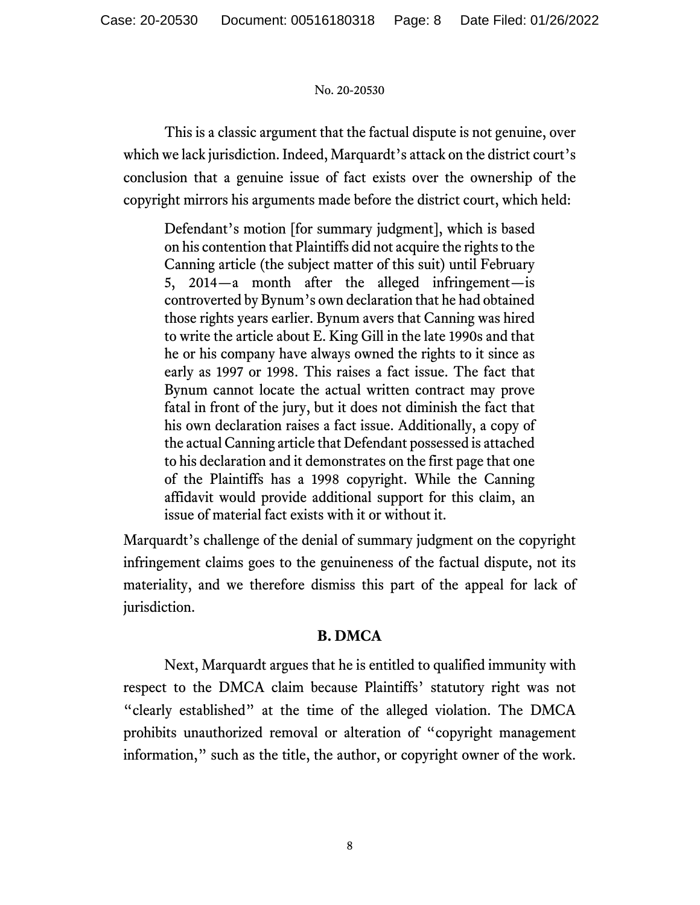This is a classic argument that the factual dispute is not genuine, over which we lack jurisdiction. Indeed, Marquardt's attack on the district court's conclusion that a genuine issue of fact exists over the ownership of the copyright mirrors his arguments made before the district court, which held:

> Defendant's motion [for summary judgment], which is based on his contention that Plaintiffs did not acquire the rights to the Canning article (the subject matter of this suit) until February 5, 2014—a month after the alleged infringement—is controverted by Bynum's own declaration that he had obtained those rights years earlier. Bynum avers that Canning was hired to write the article about E. King Gill in the late 1990s and that he or his company have always owned the rights to it since as early as 1997 or 1998. This raises a fact issue. The fact that Bynum cannot locate the actual written contract may prove fatal in front of the jury, but it does not diminish the fact that his own declaration raises a fact issue. Additionally, a copy of the actual Canning article that Defendant possessed is attached to his declaration and it demonstrates on the first page that one of the Plaintiffs has a 1998 copyright. While the Canning affidavit would provide additional support for this claim, an issue of material fact exists with it or without it.

Marquardt's challenge of the denial of summary judgment on the copyright infringement claims goes to the genuineness of the factual dispute, not its materiality, and we therefore dismiss this part of the appeal for lack of jurisdiction.

## B. DMCA

Next, Marquardt argues that he is entitled to qualified immunity with respect to the DMCA claim because Plaintiffs' statutory right was not "clearly established" at the time of the alleged violation. The DMCA prohibits unauthorized removal or alteration of "copyright management information," such as the title, the author, or copyright owner of the work.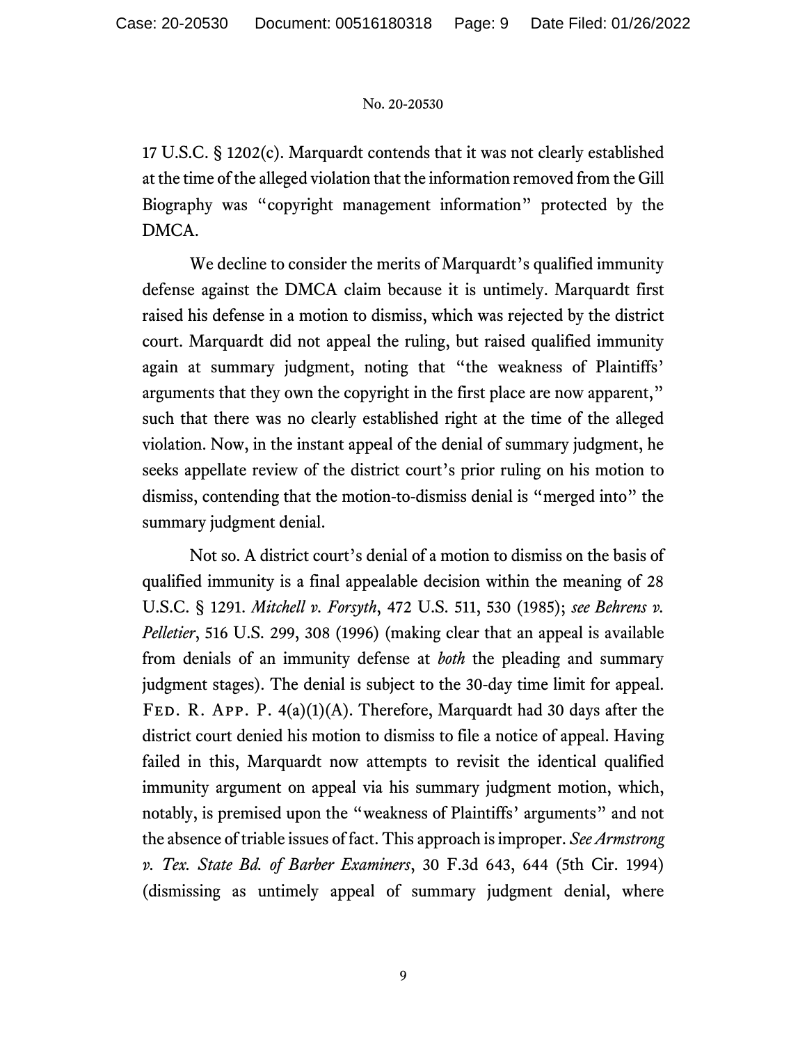17 U.S.C. § 1202(c). Marquardt contends that it was not clearly established at the time of the alleged violation that the information removed from the Gill Biography was "copyright management information" protected by the DMCA.

We decline to consider the merits of Marquardt's qualified immunity defense against the DMCA claim because it is untimely. Marquardt first raised his defense in a motion to dismiss, which was rejected by the district court. Marquardt did not appeal the ruling, but raised qualified immunity again at summary judgment, noting that "the weakness of Plaintiffs' arguments that they own the copyright in the first place are now apparent," such that there was no clearly established right at the time of the alleged violation. Now, in the instant appeal of the denial of summary judgment, he seeks appellate review of the district court's prior ruling on his motion to dismiss, contending that the motion-to-dismiss denial is "merged into" the summary judgment denial.

Not so. A district court's denial of a motion to dismiss on the basis of qualified immunity is a final appealable decision within the meaning of 28 U.S.C. § 1291. *Mitchell v. Forsyth*, 472 U.S. 511, 530 (1985); *see Behrens v. Pelletier*, 516 U.S. 299, 308 (1996) (making clear that an appeal is available from denials of an immunity defense at *both* the pleading and summary judgment stages). The denial is subject to the 30-day time limit for appeal. FED. R. APP. P. 4(a)(1)(A). Therefore, Marquardt had 30 days after the district court denied his motion to dismiss to file a notice of appeal. Having failed in this, Marquardt now attempts to revisit the identical qualified immunity argument on appeal via his summary judgment motion, which, notably, is premised upon the "weakness of Plaintiffs' arguments" and not the absence of triable issues of fact. This approach is improper. *See Armstrong v. Tex. State Bd. of Barber Examiners*, 30 F.3d 643, 644 (5th Cir. 1994) (dismissing as untimely appeal of summary judgment denial, where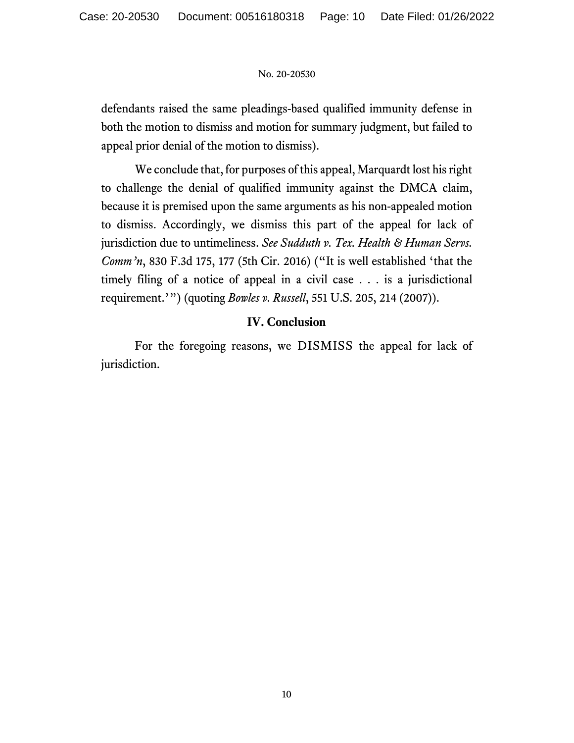defendants raised the same pleadings-based qualified immunity defense in both the motion to dismiss and motion for summary judgment, but failed to appeal prior denial of the motion to dismiss).

We conclude that, for purposes of this appeal, Marquardt lost his right to challenge the denial of qualified immunity against the DMCA claim, because it is premised upon the same arguments as his non-appealed motion to dismiss. Accordingly, we dismiss this part of the appeal for lack of jurisdiction due to untimeliness. *See Sudduth v. Tex. Health & Human Servs. Comm'n*, 830 F.3d 175, 177 (5th Cir. 2016) ("It is well established 'that the timely filing of a notice of appeal in a civil case . . . is a jurisdictional requirement.'") (quoting *Bowles v. Russell*, 551 U.S. 205, 214 (2007)).

## IV. Conclusion

For the foregoing reasons, we DISMISS the appeal for lack of jurisdiction.